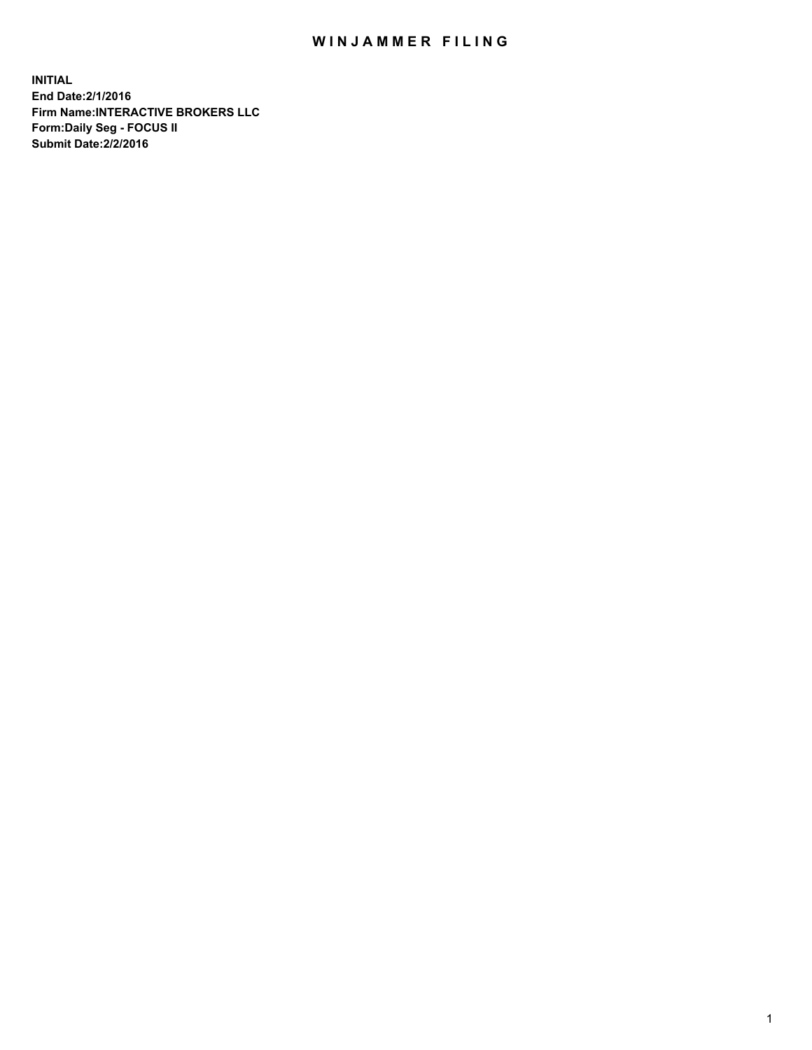# WINJAMMER FILING

**INITIAL**
**End Date:2/1/2016**
**Firm Name:INTERACTIVE BROKERS LLC**
**Form:Daily Seg - FOCUS II**
**Submit Date:2/2/2016**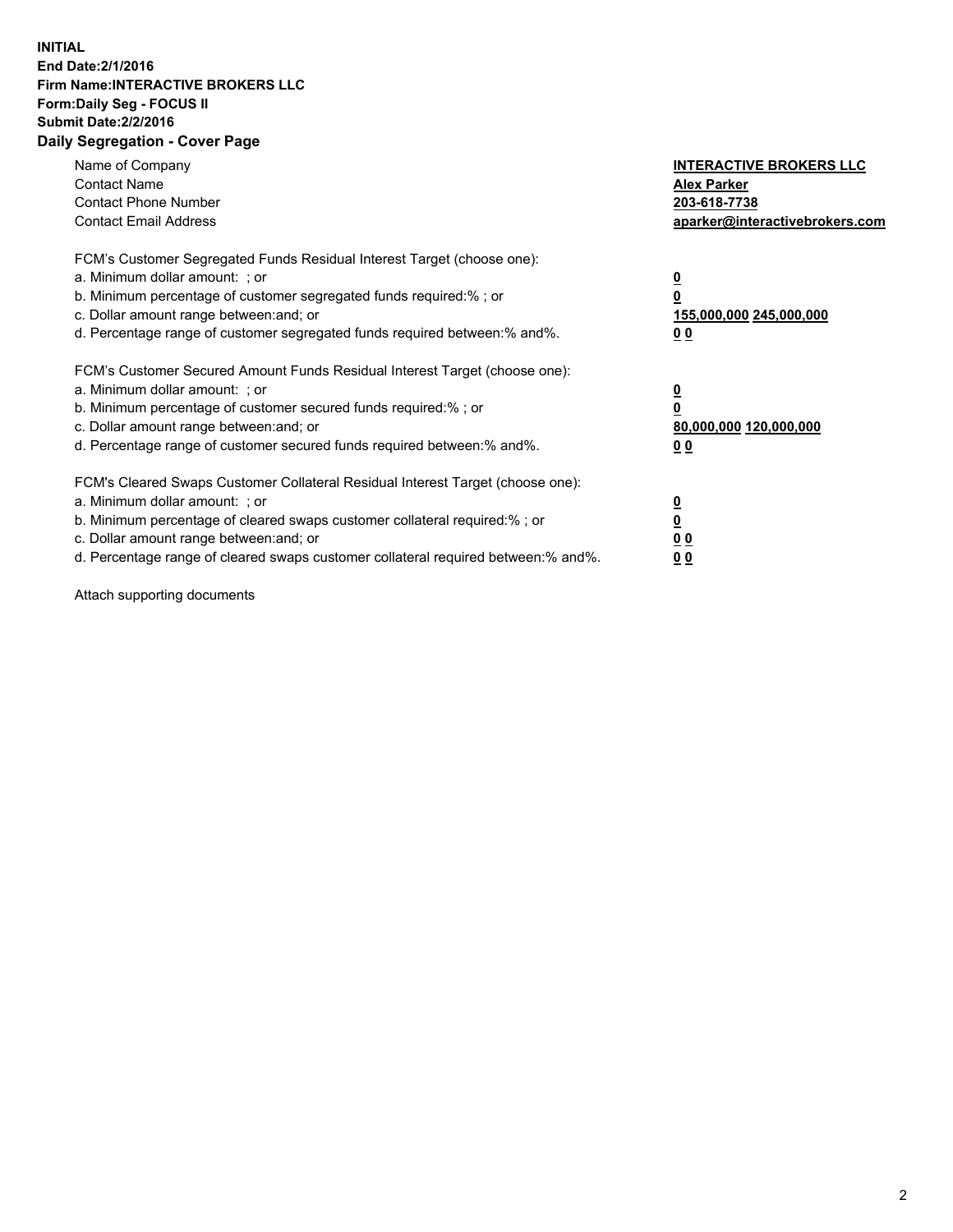**INITIAL**
**End Date:2/1/2016**
**Firm Name:INTERACTIVE BROKERS LLC**
**Form:Daily Seg - FOCUS II**
**Submit Date:2/2/2016**

## Daily Segregation - Cover Page

| | |
|---|---|
| Name of Company | **INTERACTIVE BROKERS LLC** |
| Contact Name | **Alex Parker** |
| Contact Phone Number | **203-618-7738** |
| Contact Email Address | **aparker@interactivebrokers.com** |

FCM's Customer Segregated Funds Residual Interest Target (choose one):

| | |
|---|---|
| a. Minimum dollar amount: ; or | **0** |
| b. Minimum percentage of customer segregated funds required:% ; or | **0** |
| c. Dollar amount range between:and; or | **155,000,000 245,000,000** |
| d. Percentage range of customer segregated funds required between:% and%. | **0 0** |

FCM's Customer Secured Amount Funds Residual Interest Target (choose one):

| | |
|---|---|
| a. Minimum dollar amount: ; or | **0** |
| b. Minimum percentage of customer secured funds required:% ; or | **0** |
| c. Dollar amount range between:and; or | **80,000,000 120,000,000** |
| d. Percentage range of customer secured funds required between:% and%. | **0 0** |

FCM's Cleared Swaps Customer Collateral Residual Interest Target (choose one):

| | |
|---|---|
| a. Minimum dollar amount: ; or | **0** |
| b. Minimum percentage of cleared swaps customer collateral required:% ; or | **0** |
| c. Dollar amount range between:and; or | **0 0** |
| d. Percentage range of cleared swaps customer collateral required between:% and%. | **0 0** |

Attach supporting documents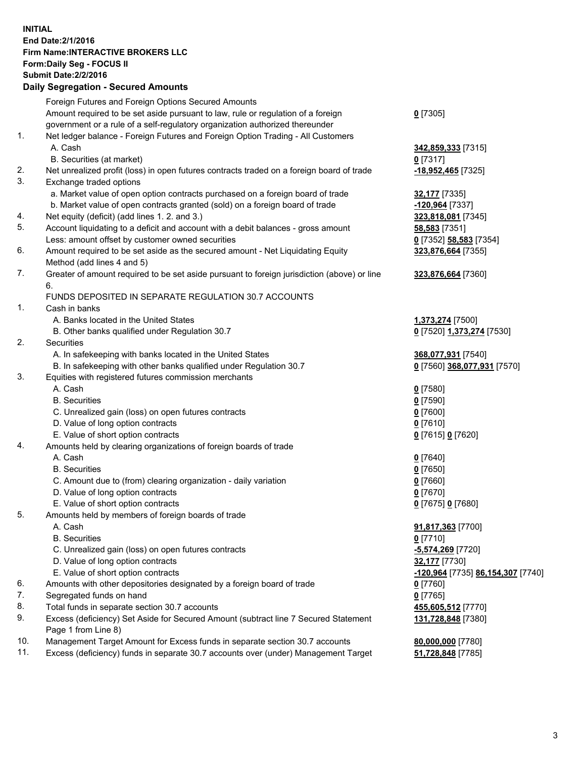**INITIAL**
**End Date:2/1/2016**
**Firm Name:INTERACTIVE BROKERS LLC**
**Form:Daily Seg - FOCUS II**
**Submit Date:2/2/2016**

**Daily Segregation - Secured Amounts**

| | | |
|---|---|---|
| | Foreign Futures and Foreign Options Secured Amounts | |
| | Amount required to be set aside pursuant to law, rule or regulation of a foreign government or a rule of a self-regulatory organization authorized thereunder | **0** [7305] |
| 1. | Net ledger balance - Foreign Futures and Foreign Option Trading - All Customers | |
| | A. Cash | **342,859,333** [7315] |
| | B. Securities (at market) | **0** [7317] |
| 2. | Net unrealized profit (loss) in open futures contracts traded on a foreign board of trade | **-18,952,465** [7325] |
| 3. | Exchange traded options | |
| | a. Market value of open option contracts purchased on a foreign board of trade | **32,177** [7335] |
| | b. Market value of open contracts granted (sold) on a foreign board of trade | **-120,964** [7337] |
| 4. | Net equity (deficit) (add lines 1. 2. and 3.) | **323,818,081** [7345] |
| 5. | Account liquidating to a deficit and account with a debit balances - gross amount | **58,583** [7351] |
| | Less: amount offset by customer owned securities | **0** [7352] **58,583** [7354] |
| 6. | Amount required to be set aside as the secured amount - Net Liquidating Equity Method (add lines 4 and 5) | **323,876,664** [7355] |
| 7. | Greater of amount required to be set aside pursuant to foreign jurisdiction (above) or line 6. | **323,876,664** [7360] |
| | FUNDS DEPOSITED IN SEPARATE REGULATION 30.7 ACCOUNTS | |
| 1. | Cash in banks | |
| | A. Banks located in the United States | **1,373,274** [7500] |
| | B. Other banks qualified under Regulation 30.7 | **0** [7520] **1,373,274** [7530] |
| 2. | Securities | |
| | A. In safekeeping with banks located in the United States | **368,077,931** [7540] |
| | B. In safekeeping with other banks qualified under Regulation 30.7 | **0** [7560] **368,077,931** [7570] |
| 3. | Equities with registered futures commission merchants | |
| | A. Cash | **0** [7580] |
| | B. Securities | **0** [7590] |
| | C. Unrealized gain (loss) on open futures contracts | **0** [7600] |
| | D. Value of long option contracts | **0** [7610] |
| | E. Value of short option contracts | **0** [7615] **0** [7620] |
| 4. | Amounts held by clearing organizations of foreign boards of trade | |
| | A. Cash | **0** [7640] |
| | B. Securities | **0** [7650] |
| | C. Amount due to (from) clearing organization - daily variation | **0** [7660] |
| | D. Value of long option contracts | **0** [7670] |
| | E. Value of short option contracts | **0** [7675] **0** [7680] |
| 5. | Amounts held by members of foreign boards of trade | |
| | A. Cash | **91,817,363** [7700] |
| | B. Securities | **0** [7710] |
| | C. Unrealized gain (loss) on open futures contracts | **-5,574,269** [7720] |
| | D. Value of long option contracts | **32,177** [7730] |
| | E. Value of short option contracts | **-120,964** [7735] **86,154,307** [7740] |
| 6. | Amounts with other depositories designated by a foreign board of trade | **0** [7760] |
| 7. | Segregated funds on hand | **0** [7765] |
| 8. | Total funds in separate section 30.7 accounts | **455,605,512** [7770] |
| 9. | Excess (deficiency) Set Aside for Secured Amount (subtract line 7 Secured Statement Page 1 from Line 8) | **131,728,848** [7380] |
| 10. | Management Target Amount for Excess funds in separate section 30.7 accounts | **80,000,000** [7780] |
| 11. | Excess (deficiency) funds in separate 30.7 accounts over (under) Management Target | **51,728,848** [7785] |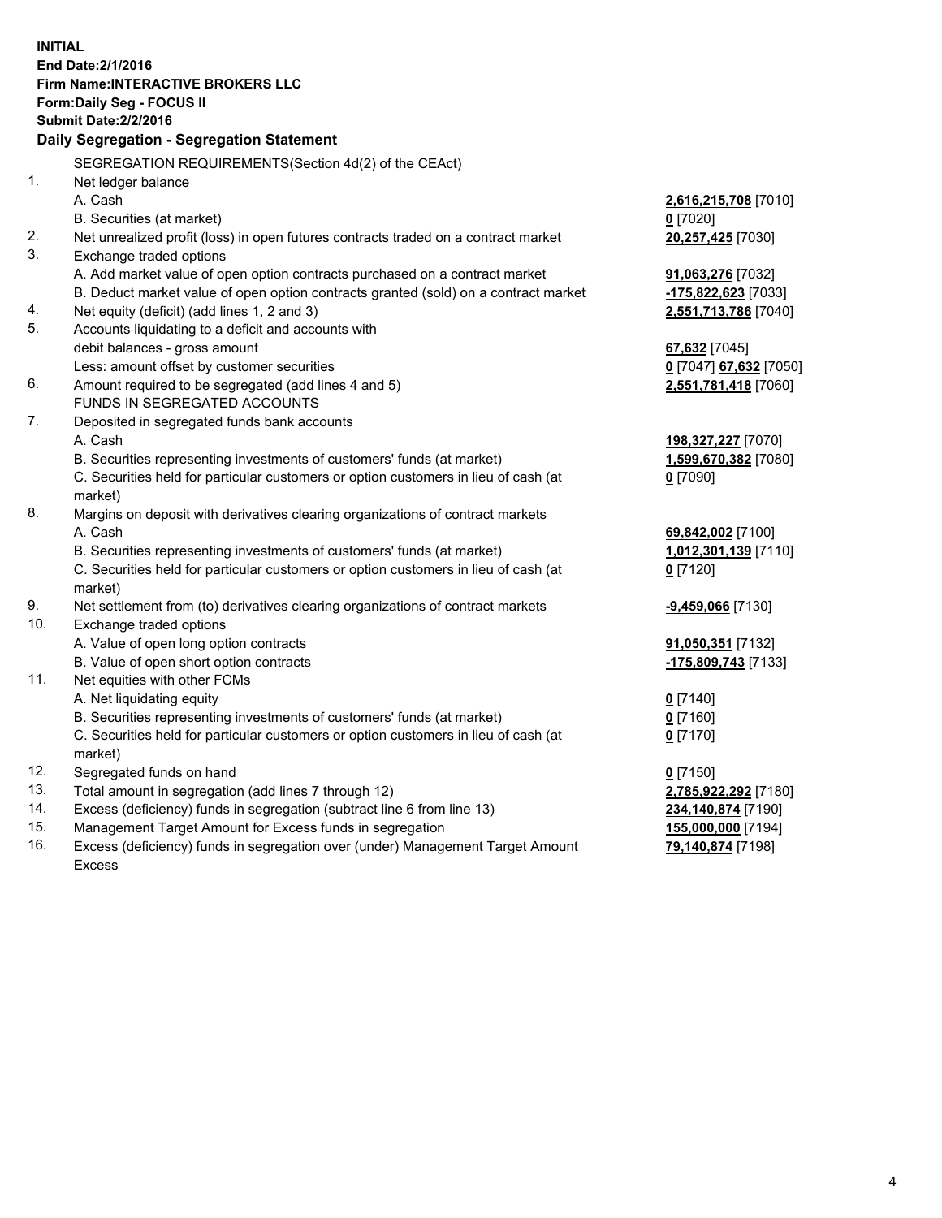**INITIAL**
**End Date:2/1/2016**
**Firm Name:INTERACTIVE BROKERS LLC**
**Form:Daily Seg - FOCUS II**
**Submit Date:2/2/2016**

**Daily Segregation - Segregation Statement**

| | | |
|---|---|---|
| | SEGREGATION REQUIREMENTS(Section 4d(2) of the CEAct) | |
| 1. | Net ledger balance | |
| | A. Cash | **2,616,215,708** [7010] |
| | B. Securities (at market) | **0** [7020] |
| 2. | Net unrealized profit (loss) in open futures contracts traded on a contract market | **20,257,425** [7030] |
| 3. | Exchange traded options | |
| | A. Add market value of open option contracts purchased on a contract market | **91,063,276** [7032] |
| | B. Deduct market value of open option contracts granted (sold) on a contract market | **-175,822,623** [7033] |
| 4. | Net equity (deficit) (add lines 1, 2 and 3) | **2,551,713,786** [7040] |
| 5. | Accounts liquidating to a deficit and accounts with | |
| | debit balances - gross amount | **67,632** [7045] |
| | Less: amount offset by customer securities | **0** [7047] **67,632** [7050] |
| 6. | Amount required to be segregated (add lines 4 and 5) | **2,551,781,418** [7060] |
| | FUNDS IN SEGREGATED ACCOUNTS | |
| 7. | Deposited in segregated funds bank accounts | |
| | A. Cash | **198,327,227** [7070] |
| | B. Securities representing investments of customers' funds (at market) | **1,599,670,382** [7080] |
| | C. Securities held for particular customers or option customers in lieu of cash (at market) | **0** [7090] |
| 8. | Margins on deposit with derivatives clearing organizations of contract markets | |
| | A. Cash | **69,842,002** [7100] |
| | B. Securities representing investments of customers' funds (at market) | **1,012,301,139** [7110] |
| | C. Securities held for particular customers or option customers in lieu of cash (at market) | **0** [7120] |
| 9. | Net settlement from (to) derivatives clearing organizations of contract markets | **-9,459,066** [7130] |
| 10. | Exchange traded options | |
| | A. Value of open long option contracts | **91,050,351** [7132] |
| | B. Value of open short option contracts | **-175,809,743** [7133] |
| 11. | Net equities with other FCMs | |
| | A. Net liquidating equity | **0** [7140] |
| | B. Securities representing investments of customers' funds (at market) | **0** [7160] |
| | C. Securities held for particular customers or option customers in lieu of cash (at market) | **0** [7170] |
| 12. | Segregated funds on hand | **0** [7150] |
| 13. | Total amount in segregation (add lines 7 through 12) | **2,785,922,292** [7180] |
| 14. | Excess (deficiency) funds in segregation (subtract line 6 from line 13) | **234,140,874** [7190] |
| 15. | Management Target Amount for Excess funds in segregation | **155,000,000** [7194] |
| 16. | Excess (deficiency) funds in segregation over (under) Management Target Amount Excess | **79,140,874** [7198] |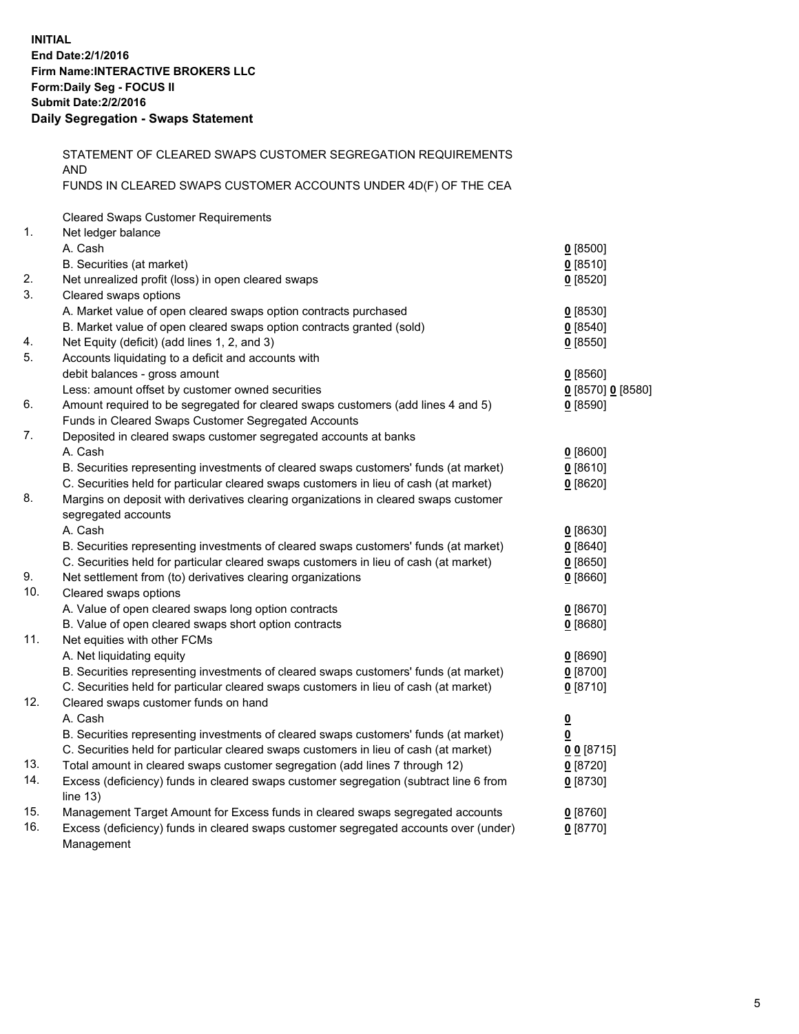**INITIAL**
**End Date:2/1/2016**
**Firm Name:INTERACTIVE BROKERS LLC**
**Form:Daily Seg - FOCUS II**
**Submit Date:2/2/2016**
**Daily Segregation - Swaps Statement**

STATEMENT OF CLEARED SWAPS CUSTOMER SEGREGATION REQUIREMENTS
AND
FUNDS IN CLEARED SWAPS CUSTOMER ACCOUNTS UNDER 4D(F) OF THE CEA

| | | |
|---|---|---|
| | Cleared Swaps Customer Requirements | |
| 1. | Net ledger balance | |
| | A. Cash | 0 [8500] |
| | B. Securities (at market) | 0 [8510] |
| 2. | Net unrealized profit (loss) in open cleared swaps | 0 [8520] |
| 3. | Cleared swaps options | |
| | A. Market value of open cleared swaps option contracts purchased | 0 [8530] |
| | B. Market value of open cleared swaps option contracts granted (sold) | 0 [8540] |
| 4. | Net Equity (deficit) (add lines 1, 2, and 3) | 0 [8550] |
| 5. | Accounts liquidating to a deficit and accounts with | |
| | debit balances - gross amount | 0 [8560] |
| | Less: amount offset by customer owned securities | 0 [8570] 0 [8580] |
| 6. | Amount required to be segregated for cleared swaps customers (add lines 4 and 5) | 0 [8590] |
| | Funds in Cleared Swaps Customer Segregated Accounts | |
| 7. | Deposited in cleared swaps customer segregated accounts at banks | |
| | A. Cash | 0 [8600] |
| | B. Securities representing investments of cleared swaps customers' funds (at market) | 0 [8610] |
| | C. Securities held for particular cleared swaps customers in lieu of cash (at market) | 0 [8620] |
| 8. | Margins on deposit with derivatives clearing organizations in cleared swaps customer segregated accounts | |
| | A. Cash | 0 [8630] |
| | B. Securities representing investments of cleared swaps customers' funds (at market) | 0 [8640] |
| | C. Securities held for particular cleared swaps customers in lieu of cash (at market) | 0 [8650] |
| 9. | Net settlement from (to) derivatives clearing organizations | 0 [8660] |
| 10. | Cleared swaps options | |
| | A. Value of open cleared swaps long option contracts | 0 [8670] |
| | B. Value of open cleared swaps short option contracts | 0 [8680] |
| 11. | Net equities with other FCMs | |
| | A. Net liquidating equity | 0 [8690] |
| | B. Securities representing investments of cleared swaps customers' funds (at market) | 0 [8700] |
| | C. Securities held for particular cleared swaps customers in lieu of cash (at market) | 0 [8710] |
| 12. | Cleared swaps customer funds on hand | |
| | A. Cash | 0 |
| | B. Securities representing investments of cleared swaps customers' funds (at market) | 0 |
| | C. Securities held for particular cleared swaps customers in lieu of cash (at market) | 0 0 [8715] |
| 13. | Total amount in cleared swaps customer segregation (add lines 7 through 12) | 0 [8720] |
| 14. | Excess (deficiency) funds in cleared swaps customer segregation (subtract line 6 from line 13) | 0 [8730] |
| 15. | Management Target Amount for Excess funds in cleared swaps segregated accounts | 0 [8760] |
| 16. | Excess (deficiency) funds in cleared swaps customer segregated accounts over (under) Management | 0 [8770] |